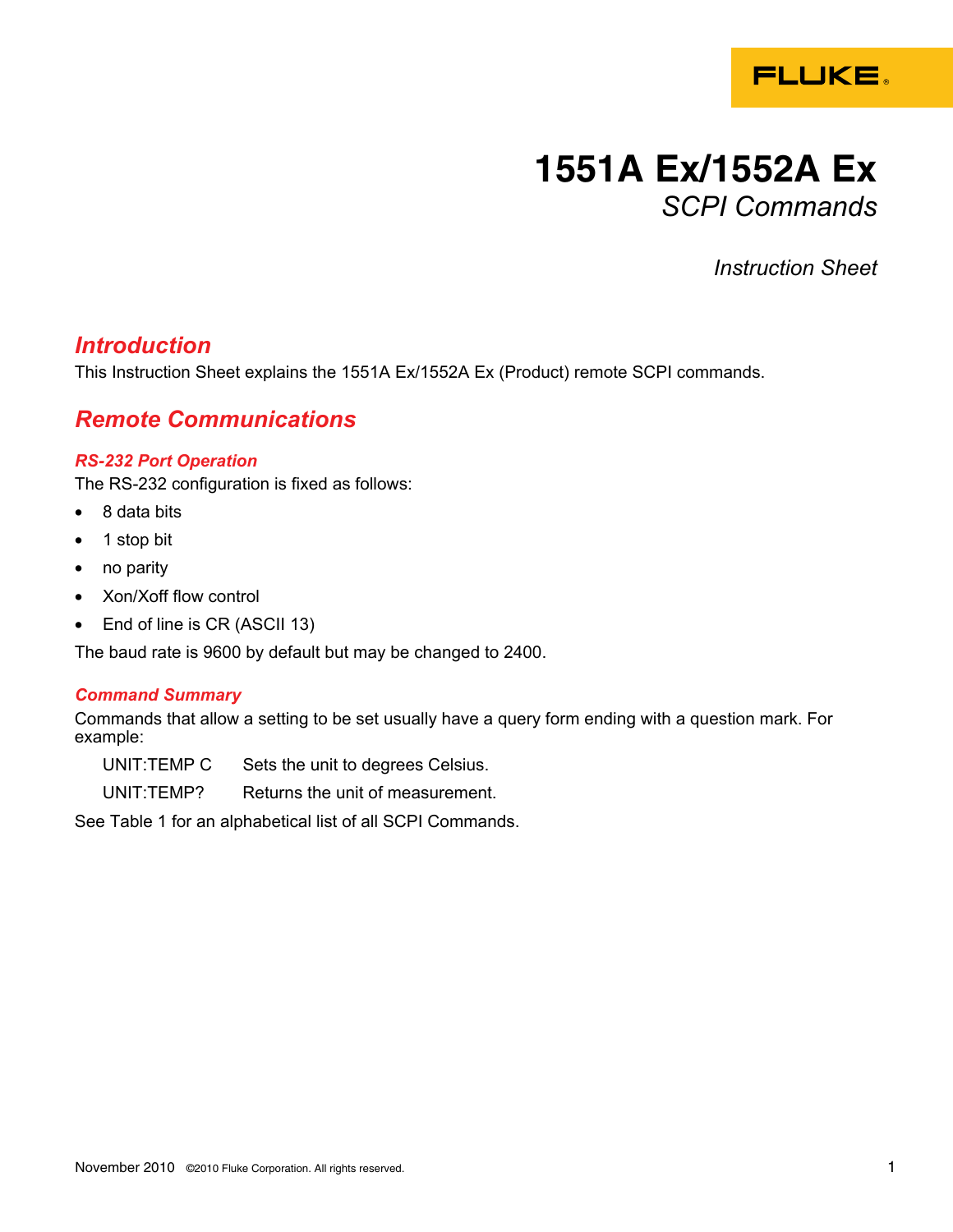# 1551A Ex/1552A Ex

*SCPI Commands*

*Instruction Sheet*

## Introduction

This Instruction Sheet explains the 1551A Ex/1552A Ex (Product) remote SCPI commands.

## Remote Communications

### RS-232 Port Operation

The RS-232 configuration is fixed as follows:

- 8 data bits
- 1 stop bit
- no parity
- Xon/Xoff flow control
- End of line is CR (ASCII 13)

The baud rate is 9600 by default but may be changed to 2400.

### Command Summary

Commands that allow a setting to be set usually have a query form ending with a question mark. For example:

| | |
|---|---|
| UNIT:TEMP C | Sets the unit to degrees Celsius. |
| UNIT:TEMP? | Returns the unit of measurement. |

See Table 1 for an alphabetical list of all SCPI Commands.

November 2010 ©2010 Fluke Corporation. All rights reserved.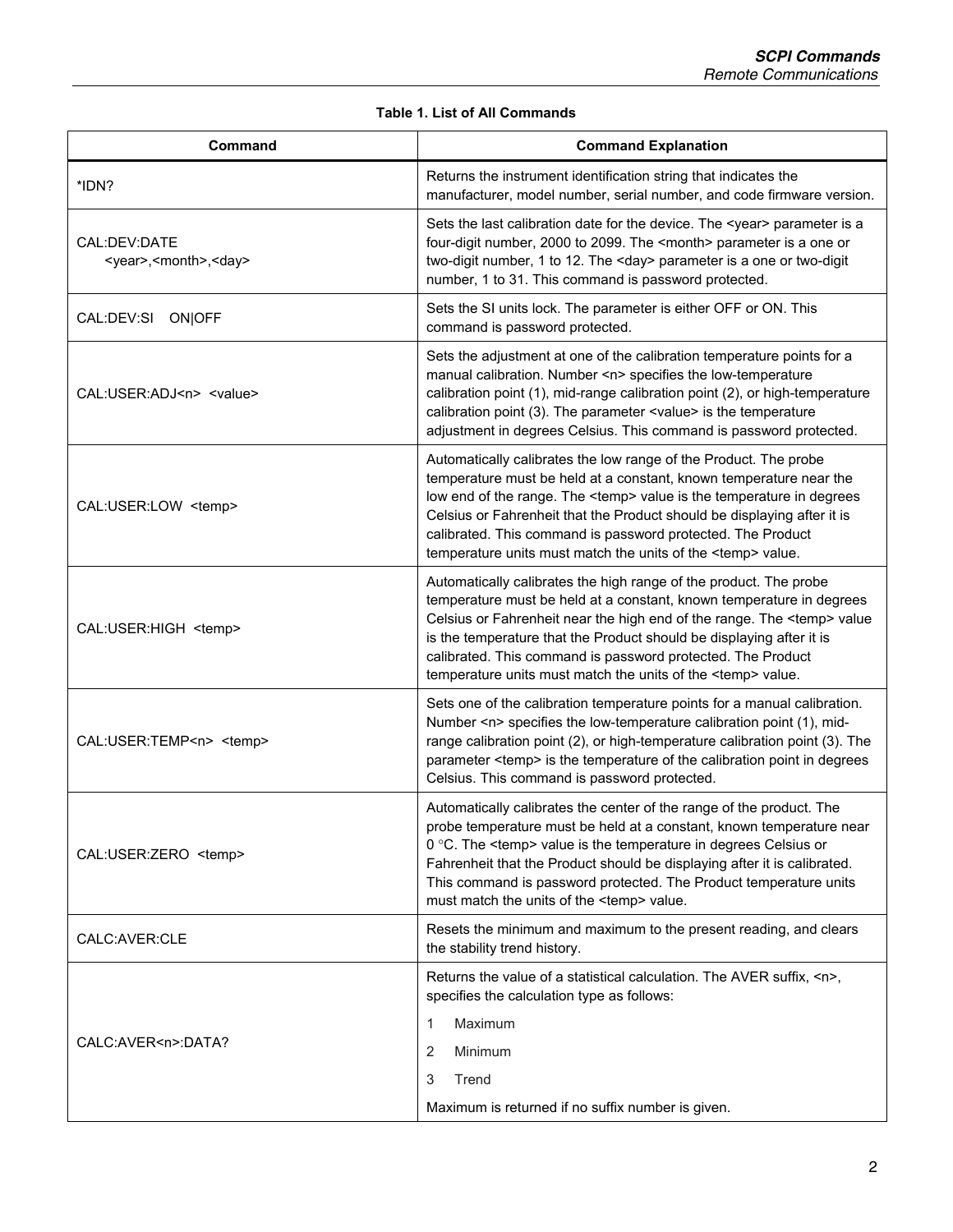**Table 1. List of All Commands**

| Command | Command Explanation |
|---|---|
| *IDN? | Returns the instrument identification string that indicates the manufacturer, model number, serial number, and code firmware version. |
| CAL:DEV:DATE <year>,<month>,<day> | Sets the last calibration date for the device. The <year> parameter is a four-digit number, 2000 to 2099. The <month> parameter is a one or two-digit number, 1 to 12. The <day> parameter is a one or two-digit number, 1 to 31. This command is password protected. |
| CAL:DEV:SI ON\|OFF | Sets the SI units lock. The parameter is either OFF or ON. This command is password protected. |
| CAL:USER:ADJ<n> <value> | Sets the adjustment at one of the calibration temperature points for a manual calibration. Number <n> specifies the low-temperature calibration point (1), mid-range calibration point (2), or high-temperature calibration point (3). The parameter <value> is the temperature adjustment in degrees Celsius. This command is password protected. |
| CAL:USER:LOW <temp> | Automatically calibrates the low range of the Product. The probe temperature must be held at a constant, known temperature near the low end of the range. The <temp> value is the temperature in degrees Celsius or Fahrenheit that the Product should be displaying after it is calibrated. This command is password protected. The Product temperature units must match the units of the <temp> value. |
| CAL:USER:HIGH <temp> | Automatically calibrates the high range of the product. The probe temperature must be held at a constant, known temperature in degrees Celsius or Fahrenheit near the high end of the range. The <temp> value is the temperature that the Product should be displaying after it is calibrated. This command is password protected. The Product temperature units must match the units of the <temp> value. |
| CAL:USER:TEMP<n> <temp> | Sets one of the calibration temperature points for a manual calibration. Number <n> specifies the low-temperature calibration point (1), mid-range calibration point (2), or high-temperature calibration point (3). The parameter <temp> is the temperature of the calibration point in degrees Celsius. This command is password protected. |
| CAL:USER:ZERO <temp> | Automatically calibrates the center of the range of the product. The probe temperature must be held at a constant, known temperature near 0 °C. The <temp> value is the temperature in degrees Celsius or Fahrenheit that the Product should be displaying after it is calibrated. This command is password protected. The Product temperature units must match the units of the <temp> value. |
| CALC:AVER:CLE | Resets the minimum and maximum to the present reading, and clears the stability trend history. |
| CALC:AVER<n>:DATA? | Returns the value of a statistical calculation. The AVER suffix, <n>, specifies the calculation type as follows:<br>1 Maximum<br>2 Minimum<br>3 Trend<br>Maximum is returned if no suffix number is given. |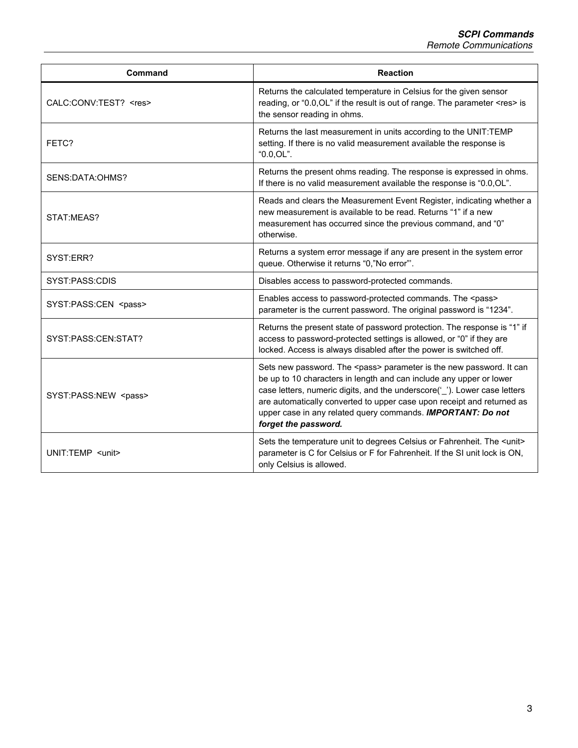| Command | Reaction |
|---|---|
| CALC:CONV:TEST? <res> | Returns the calculated temperature in Celsius for the given sensor reading, or "0.0,OL" if the result is out of range. The parameter <res> is the sensor reading in ohms. |
| FETC? | Returns the last measurement in units according to the UNIT:TEMP setting. If there is no valid measurement available the response is "0.0,OL". |
| SENS:DATA:OHMS? | Returns the present ohms reading. The response is expressed in ohms. If there is no valid measurement available the response is "0.0,OL". |
| STAT:MEAS? | Reads and clears the Measurement Event Register, indicating whether a new measurement is available to be read. Returns "1" if a new measurement has occurred since the previous command, and "0" otherwise. |
| SYST:ERR? | Returns a system error message if any are present in the system error queue. Otherwise it returns "0,"No error"". |
| SYST:PASS:CDIS | Disables access to password-protected commands. |
| SYST:PASS:CEN <pass> | Enables access to password-protected commands. The <pass> parameter is the current password. The original password is "1234". |
| SYST:PASS:CEN:STAT? | Returns the present state of password protection. The response is "1" if access to password-protected settings is allowed, or "0" if they are locked. Access is always disabled after the power is switched off. |
| SYST:PASS:NEW <pass> | Sets new password. The <pass> parameter is the new password. It can be up to 10 characters in length and can include any upper or lower case letters, numeric digits, and the underscore('_'). Lower case letters are automatically converted to upper case upon receipt and returned as upper case in any related query commands. ***IMPORTANT: Do not forget the password.*** |
| UNIT:TEMP <unit> | Sets the temperature unit to degrees Celsius or Fahrenheit. The <unit> parameter is C for Celsius or F for Fahrenheit. If the SI unit lock is ON, only Celsius is allowed. |